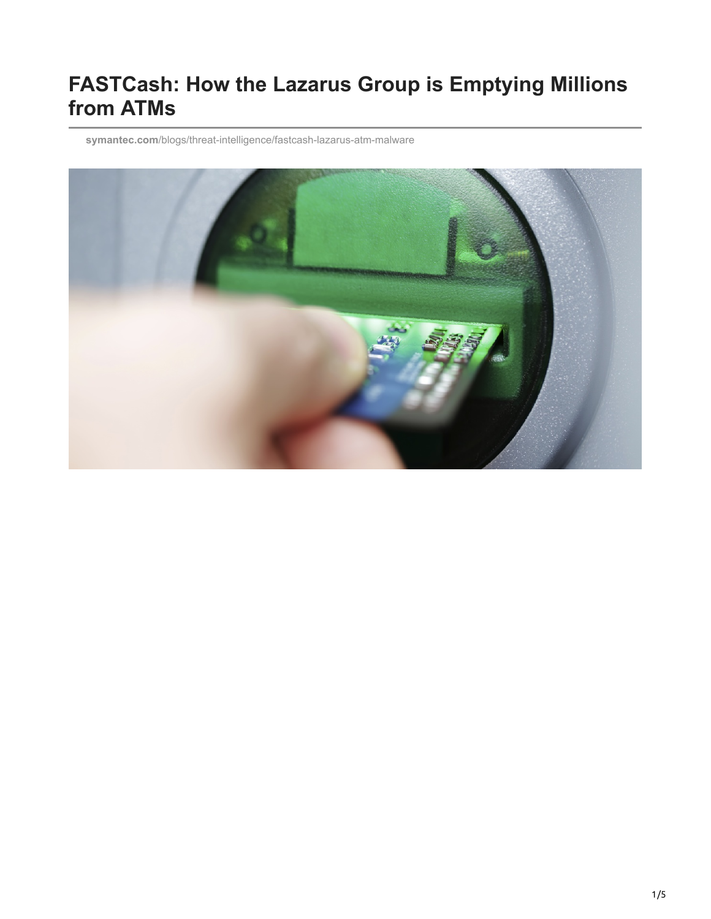# FASTCash: How the Lazarus Group is Emptying Millions from ATMs

symantec.com/blogs/threat-intelligence/fastcash-lazarus-atm-malware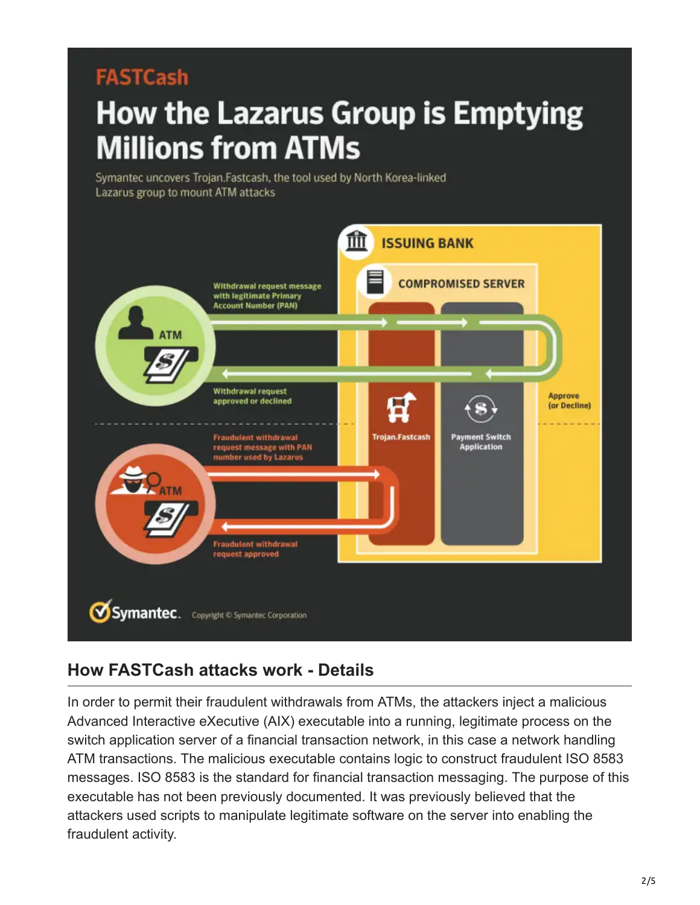FASTCash

# How the Lazarus Group is Emptying Millions from ATMs

Symantec uncovers Trojan.Fastcash, the tool used by North Korea-linked Lazarus group to mount ATM attacks

ISSUING BANK

COMPROMISED SERVER

ATM

Withdrawal request message with legitimate Primary Account Number (PAN)

Withdrawal request approved or declined

Trojan.Fastcash

Payment Switch Application

Approve (or Decline)

ATM

Fraudulent withdrawal request message with PAN number used by Lazarus

Fraudulent withdrawal request approved

Symantec. Copyright © Symantec Corporation

## How FASTCash attacks work - Details

In order to permit their fraudulent withdrawals from ATMs, the attackers inject a malicious Advanced Interactive eXecutive (AIX) executable into a running, legitimate process on the switch application server of a financial transaction network, in this case a network handling ATM transactions. The malicious executable contains logic to construct fraudulent ISO 8583 messages. ISO 8583 is the standard for financial transaction messaging. The purpose of this executable has not been previously documented. It was previously believed that the attackers used scripts to manipulate legitimate software on the server into enabling the fraudulent activity.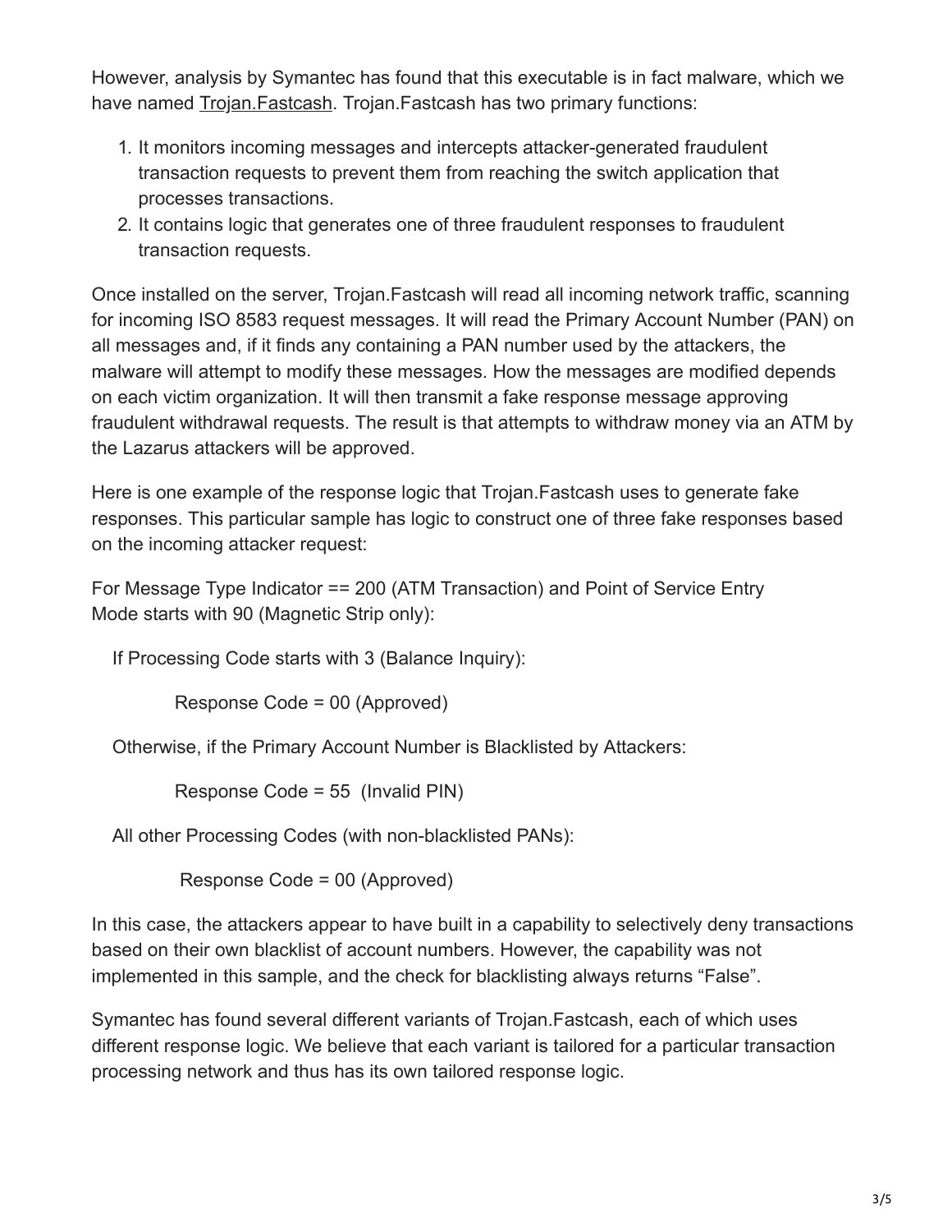However, analysis by Symantec has found that this executable is in fact malware, which we have named Trojan.Fastcash. Trojan.Fastcash has two primary functions:

1. It monitors incoming messages and intercepts attacker-generated fraudulent transaction requests to prevent them from reaching the switch application that processes transactions.
2. It contains logic that generates one of three fraudulent responses to fraudulent transaction requests.

Once installed on the server, Trojan.Fastcash will read all incoming network traffic, scanning for incoming ISO 8583 request messages. It will read the Primary Account Number (PAN) on all messages and, if it finds any containing a PAN number used by the attackers, the malware will attempt to modify these messages. How the messages are modified depends on each victim organization. It will then transmit a fake response message approving fraudulent withdrawal requests. The result is that attempts to withdraw money via an ATM by the Lazarus attackers will be approved.

Here is one example of the response logic that Trojan.Fastcash uses to generate fake responses. This particular sample has logic to construct one of three fake responses based on the incoming attacker request:

For Message Type Indicator == 200 (ATM Transaction) and Point of Service Entry Mode starts with 90 (Magnetic Strip only):

  If Processing Code starts with 3 (Balance Inquiry):

    Response Code = 00 (Approved)

  Otherwise, if the Primary Account Number is Blacklisted by Attackers:

    Response Code = 55 (Invalid PIN)

  All other Processing Codes (with non-blacklisted PANs):

    Response Code = 00 (Approved)

In this case, the attackers appear to have built in a capability to selectively deny transactions based on their own blacklist of account numbers. However, the capability was not implemented in this sample, and the check for blacklisting always returns "False".

Symantec has found several different variants of Trojan.Fastcash, each of which uses different response logic. We believe that each variant is tailored for a particular transaction processing network and thus has its own tailored response logic.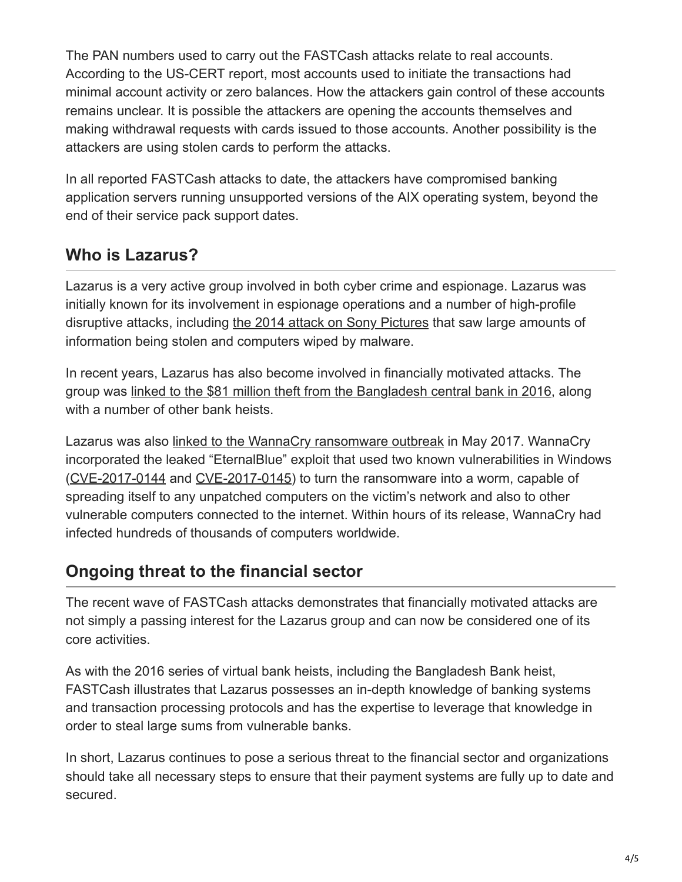The PAN numbers used to carry out the FASTCash attacks relate to real accounts. According to the US-CERT report, most accounts used to initiate the transactions had minimal account activity or zero balances. How the attackers gain control of these accounts remains unclear. It is possible the attackers are opening the accounts themselves and making withdrawal requests with cards issued to those accounts. Another possibility is the attackers are using stolen cards to perform the attacks.

In all reported FASTCash attacks to date, the attackers have compromised banking application servers running unsupported versions of the AIX operating system, beyond the end of their service pack support dates.

## Who is Lazarus?

Lazarus is a very active group involved in both cyber crime and espionage. Lazarus was initially known for its involvement in espionage operations and a number of high-profile disruptive attacks, including the 2014 attack on Sony Pictures that saw large amounts of information being stolen and computers wiped by malware.

In recent years, Lazarus has also become involved in financially motivated attacks. The group was linked to the $81 million theft from the Bangladesh central bank in 2016, along with a number of other bank heists.

Lazarus was also linked to the WannaCry ransomware outbreak in May 2017. WannaCry incorporated the leaked "EternalBlue" exploit that used two known vulnerabilities in Windows (CVE-2017-0144 and CVE-2017-0145) to turn the ransomware into a worm, capable of spreading itself to any unpatched computers on the victim's network and also to other vulnerable computers connected to the internet. Within hours of its release, WannaCry had infected hundreds of thousands of computers worldwide.

## Ongoing threat to the financial sector

The recent wave of FASTCash attacks demonstrates that financially motivated attacks are not simply a passing interest for the Lazarus group and can now be considered one of its core activities.

As with the 2016 series of virtual bank heists, including the Bangladesh Bank heist, FASTCash illustrates that Lazarus possesses an in-depth knowledge of banking systems and transaction processing protocols and has the expertise to leverage that knowledge in order to steal large sums from vulnerable banks.

In short, Lazarus continues to pose a serious threat to the financial sector and organizations should take all necessary steps to ensure that their payment systems are fully up to date and secured.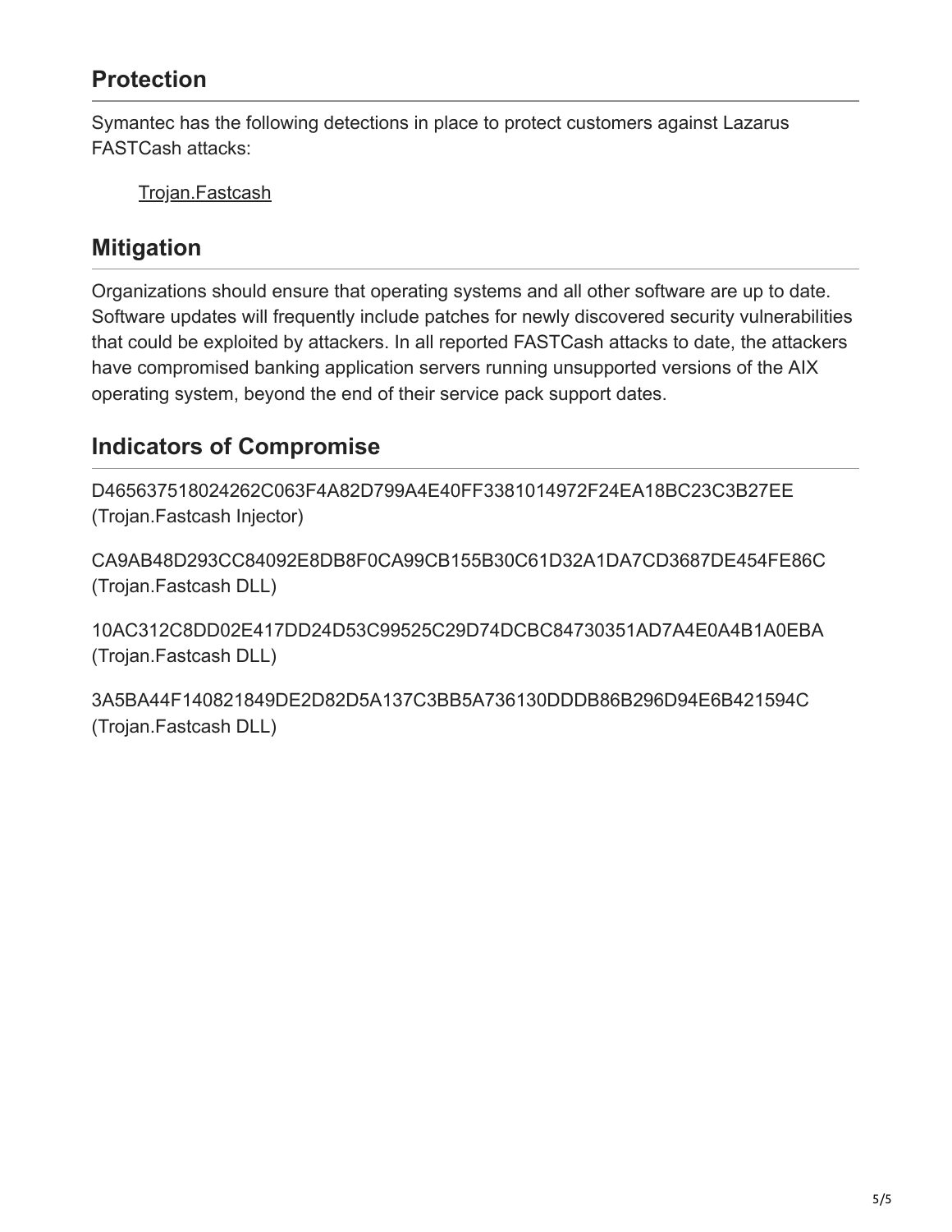## Protection

Symantec has the following detections in place to protect customers against Lazarus FASTCash attacks:

Trojan.Fastcash

## Mitigation

Organizations should ensure that operating systems and all other software are up to date. Software updates will frequently include patches for newly discovered security vulnerabilities that could be exploited by attackers. In all reported FASTCash attacks to date, the attackers have compromised banking application servers running unsupported versions of the AIX operating system, beyond the end of their service pack support dates.

## Indicators of Compromise

D465637518024262C063F4A82D799A4E40FF3381014972F24EA18BC23C3B27EE (Trojan.Fastcash Injector)

CA9AB48D293CC84092E8DB8F0CA99CB155B30C61D32A1DA7CD3687DE454FE86C (Trojan.Fastcash DLL)

10AC312C8DD02E417DD24D53C99525C29D74DCBC84730351AD7A4E0A4B1A0EBA (Trojan.Fastcash DLL)

3A5BA44F140821849DE2D82D5A137C3BB5A736130DDDB86B296D94E6B421594C (Trojan.Fastcash DLL)